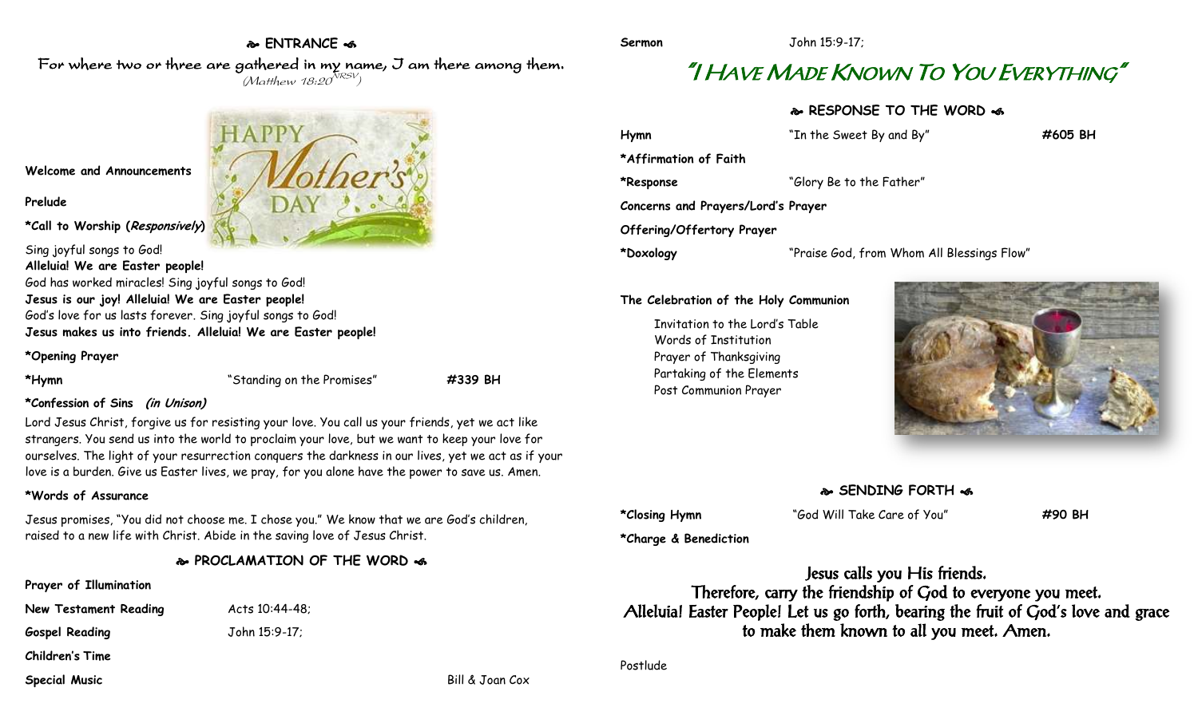## ❧ ENTRANCE ☙

For where two or three are gathered in my name, I am there among them.
(Matthew 18:20 NRSV)

**Welcome and Announcements**

**Prelude**

***Call to Worship (*Responsively*)**

Sing joyful songs to God!
**Alleluia! We are Easter people!**
God has worked miracles! Sing joyful songs to God!
**Jesus is our joy! Alleluia! We are Easter people!**
God's love for us lasts forever. Sing joyful songs to God!
**Jesus makes us into friends. Alleluia! We are Easter people!**

***Opening Prayer**

**\*Hymn** "Standing on the Promises" **#339 BH**

***Confession of Sins *(in Unison)***

Lord Jesus Christ, forgive us for resisting your love. You call us your friends, yet we act like strangers. You send us into the world to proclaim your love, but we want to keep your love for ourselves. The light of your resurrection conquers the darkness in our lives, yet we act as if your love is a burden. Give us Easter lives, we pray, for you alone have the power to save us. Amen.

***Words of Assurance**

Jesus promises, "You did not choose me. I chose you." We know that we are God's children, raised to a new life with Christ. Abide in the saving love of Jesus Christ.

## ❧ PROCLAMATION OF THE WORD ☙

**Prayer of Illumination**

**New Testament Reading** Acts 10:44-48;

**Gospel Reading** John 15:9-17;

**Children's Time**

**Special Music** Bill & Joan Cox

**Sermon** John 15:9-17;

# "I Have Made Known To You Everything"

## ❧ RESPONSE TO THE WORD ☙

**Hymn** "In the Sweet By and By" **#605 BH**

***Affirmation of Faith**

**\*Response** "Glory Be to the Father"

**Concerns and Prayers/Lord's Prayer**

**Offering/Offertory Prayer**

**\*Doxology** "Praise God, from Whom All Blessings Flow"

**The Celebration of the Holy Communion**

Invitation to the Lord's Table
Words of Institution
Prayer of Thanksgiving
Partaking of the Elements
Post Communion Prayer

## ❧ SENDING FORTH ☙

**\*Closing Hymn** "God Will Take Care of You" **#90 BH**

***Charge & Benediction**

Jesus calls you His friends.
Therefore, carry the friendship of God to everyone you meet.
Alleluia! Easter People! Let us go forth, bearing the fruit of God's love and grace to make them known to all you meet. Amen.

Postlude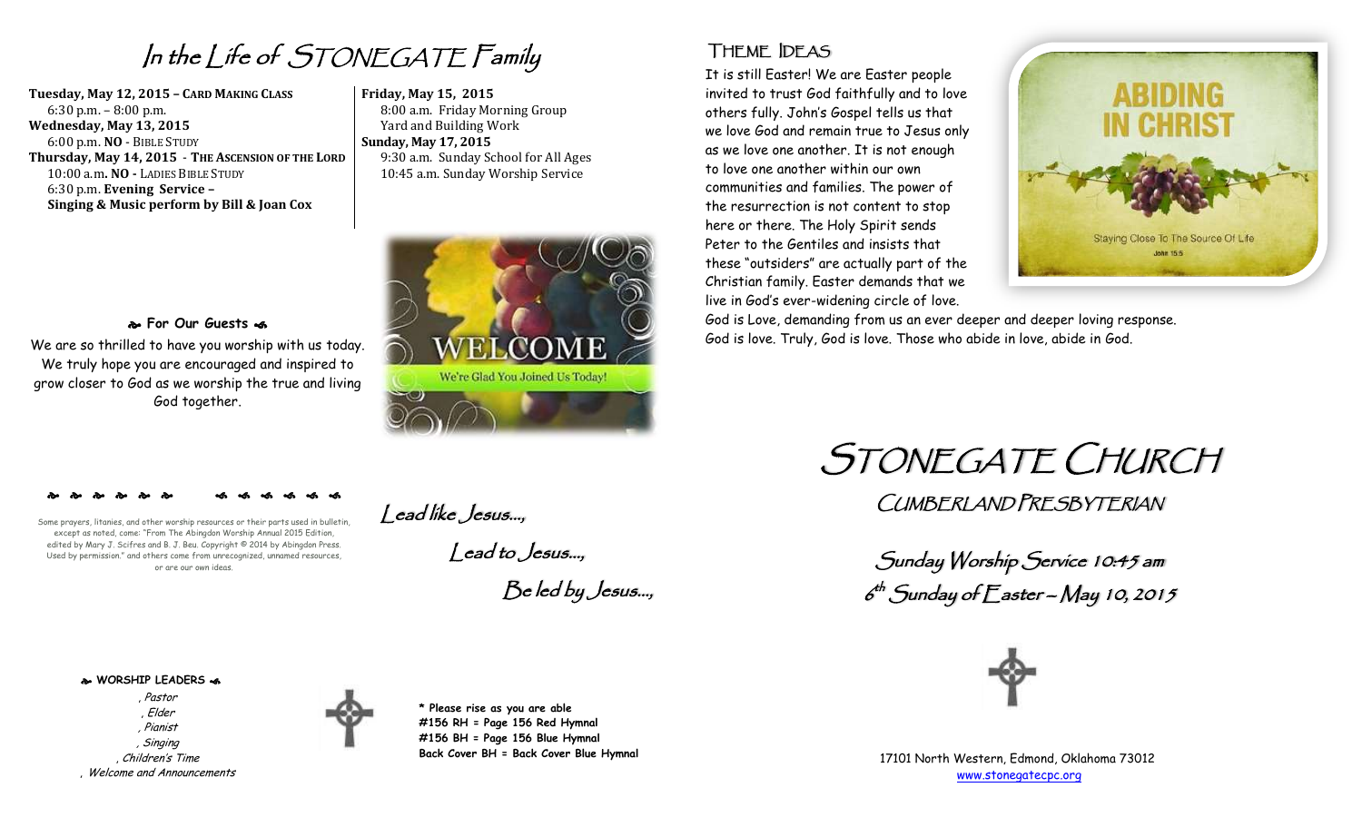# In the Life of STONEGATE Family

**Tuesday, May 12, 2015 – CARD MAKING CLASS**
6:30 p.m. – 8:00 p.m.
**Wednesday, May 13, 2015**
6:00 p.m. **NO** - BIBLE STUDY
**Thursday, May 14, 2015 - THE ASCENSION OF THE LORD**
10:00 a.m**. NO -** LADIES BIBLE STUDY
6:30 p.m. **Evening Service – Singing & Music perform by Bill & Joan Cox**

**Friday, May 15, 2015**
8:00 a.m. Friday Morning Group Yard and Building Work
**Sunday, May 17, 2015**
9:30 a.m. Sunday School for All Ages
10:45 a.m. Sunday Worship Service

**For Our Guests**

We are so thrilled to have you worship with us today. We truly hope you are encouraged and inspired to grow closer to God as we worship the true and living God together.

WELCOME
We're Glad You Joined Us Today!

Some prayers, litanies, and other worship resources or their parts used in bulletin, except as noted, come: "From The Abingdon Worship Annual 2015 Edition, edited by Mary J. Scifres and B. J. Beu. Copyright © 2014 by Abingdon Press. Used by permission." and others come from unrecognized, unnamed resources, or are our own ideas.

*Lead like Jesus…,*

*Lead to Jesus…,*

*Be led by Jesus…,*

**WORSHIP LEADERS**

, *Pastor*
, *Elder*
, *Pianist*
, *Singing*
, *Children's Time*
, *Welcome and Announcements*

**\* Please rise as you are able**
**#156 RH = Page 156 Red Hymnal**
**#156 BH = Page 156 Blue Hymnal**
**Back Cover BH = Back Cover Blue Hymnal**

## THEME IDEAS

It is still Easter! We are Easter people invited to trust God faithfully and to love others fully. John's Gospel tells us that we love God and remain true to Jesus only as we love one another. It is not enough to love one another within our own communities and families. The power of the resurrection is not content to stop here or there. The Holy Spirit sends Peter to the Gentiles and insists that these "outsiders" are actually part of the Christian family. Easter demands that we live in God's ever-widening circle of love. God is Love, demanding from us an ever deeper and deeper loving response. God is love. Truly, God is love. Those who abide in love, abide in God.

ABIDING IN CHRIST
Staying Close To The Source Of Life
John 15:5

# STONEGATE CHURCH

## CUMBERLAND PRESBYTERIAN

### Sunday Worship Service 10:45 am
### 6th Sunday of Easter – May 10, 2015

17101 North Western, Edmond, Oklahoma 73012
www.stonegatecpc.org